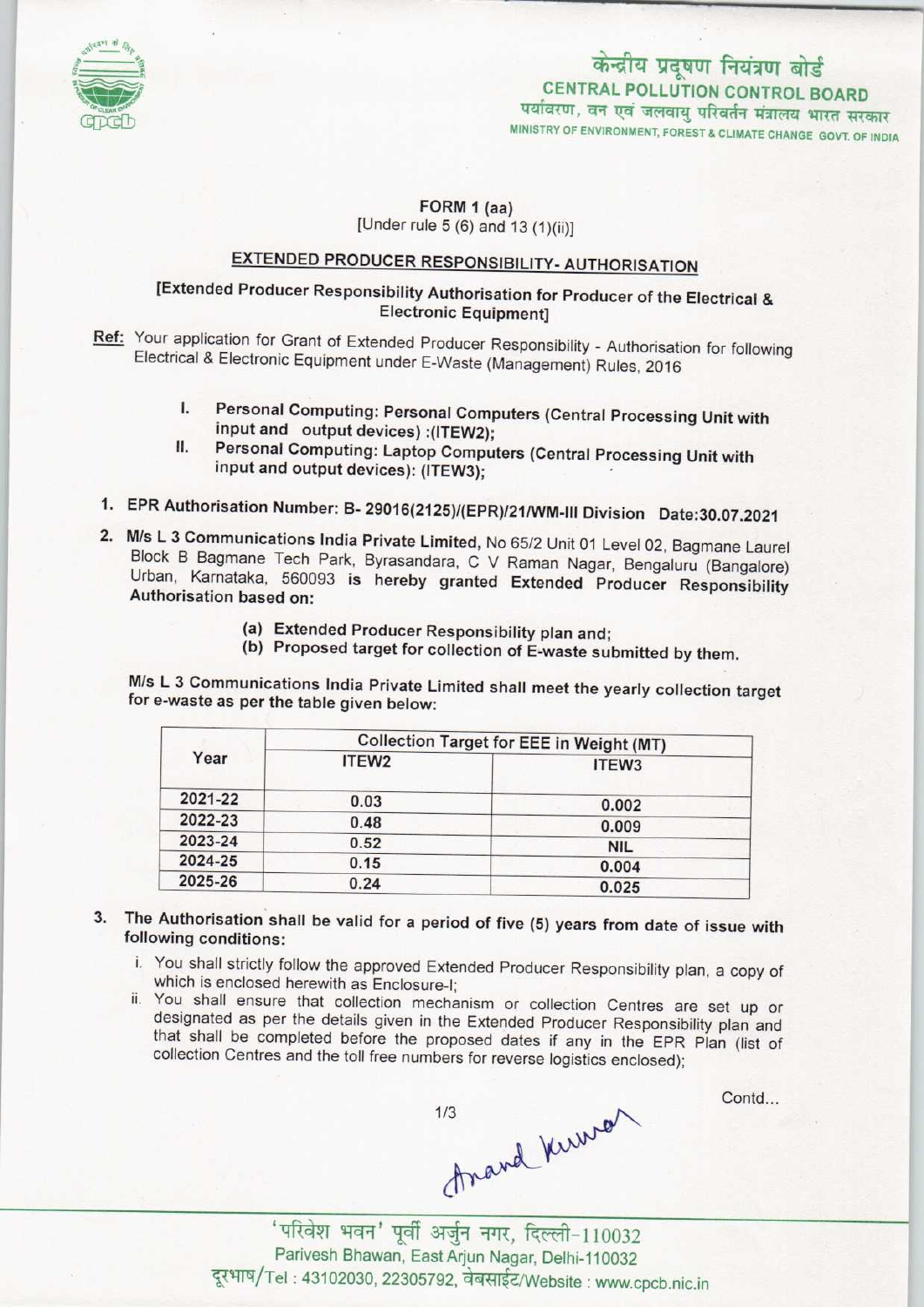केन्द्रीय प्रदूषण नियंत्रण बोर्ड
**CENTRAL POLLUTION CONTROL BOARD**
पर्यावरण, वन एवं जलवायु परिवर्तन मंत्रालय भारत सरकार
MINISTRY OF ENVIRONMENT, FOREST & CLIMATE CHANGE GOVT. OF INDIA

**FORM 1 (aa)**
[Under rule 5 (6) and 13 (1)(ii)]

## EXTENDED PRODUCER RESPONSIBILITY- AUTHORISATION

**[Extended Producer Responsibility Authorisation for Producer of the Electrical & Electronic Equipment]**

**Ref:** Your application for Grant of Extended Producer Responsibility - Authorisation for following Electrical & Electronic Equipment under E-Waste (Management) Rules, 2016

I. **Personal Computing: Personal Computers (Central Processing Unit with input and output devices) :(ITEW2);**
II. **Personal Computing: Laptop Computers (Central Processing Unit with input and output devices): (ITEW3);**

1. **EPR Authorisation Number: B- 29016(2125)/(EPR)/21/WM-III Division Date:30.07.2021**

2. **M/s L 3 Communications India Private Limited,** No 65/2 Unit 01 Level 02, Bagmane Laurel Block B Bagmane Tech Park, Byrasandara, C V Raman Nagar, Bengaluru (Bangalore) Urban, Karnataka, 560093 **is hereby granted Extended Producer Responsibility Authorisation based on:**

   (a) **Extended Producer Responsibility plan and;**
   (b) **Proposed target for collection of E-waste submitted by them.**

**M/s L 3 Communications India Private Limited shall meet the yearly collection target for e-waste as per the table given below:**

| Year | Collection Target for EEE in Weight (MT) | |
|---|---|---|
| | ITEW2 | ITEW3 |
| 2021-22 | 0.03 | 0.002 |
| 2022-23 | 0.48 | 0.009 |
| 2023-24 | 0.52 | NIL |
| 2024-25 | 0.15 | 0.004 |
| 2025-26 | 0.24 | 0.025 |

3. **The Authorisation shall be valid for a period of five (5) years from date of issue with following conditions:**

   i. You shall strictly follow the approved Extended Producer Responsibility plan, a copy of which is enclosed herewith as Enclosure-I;
   ii. You shall ensure that collection mechanism or collection Centres are set up or designated as per the details given in the Extended Producer Responsibility plan and that shall be completed before the proposed dates if any in the EPR Plan (list of collection Centres and the toll free numbers for reverse logistics enclosed);

Contd...

Anand Kumar

'परिवेश भवन' पूर्वी अर्जुन नगर, दिल्ली-110032
Parivesh Bhawan, East Arjun Nagar, Delhi-110032
दूरभाष/Tel : 43102030, 22305792, वेबसाईट/Website : www.cpcb.nic.in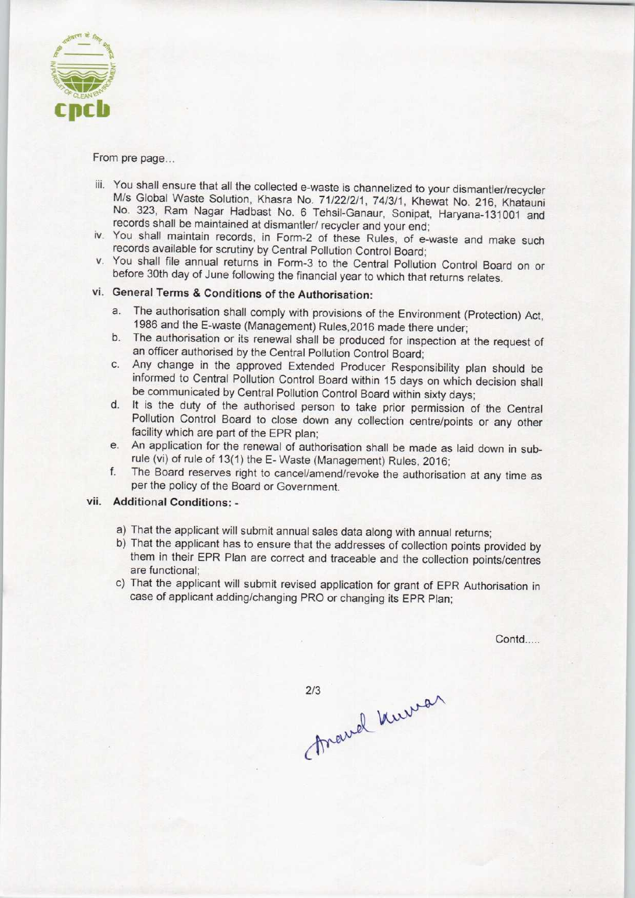From pre page...

iii. You shall ensure that all the collected e-waste is channelized to your dismantler/recycler M/s Global Waste Solution, Khasra No. 71/22/2/1, 74/3/1, Khewat No. 216, Khatauni No. 323, Ram Nagar Hadbast No. 6 Tehsil-Ganaur, Sonipat, Haryana-131001 and records shall be maintained at dismantler/ recycler and your end;

iv. You shall maintain records, in Form-2 of these Rules, of e-waste and make such records available for scrutiny by Central Pollution Control Board;

v. You shall file annual returns in Form-3 to the Central Pollution Control Board on or before 30th day of June following the financial year to which that returns relates.

vi. **General Terms & Conditions of the Authorisation:**

   a. The authorisation shall comply with provisions of the Environment (Protection) Act, 1986 and the E-waste (Management) Rules,2016 made there under;
   b. The authorisation or its renewal shall be produced for inspection at the request of an officer authorised by the Central Pollution Control Board;
   c. Any change in the approved Extended Producer Responsibility plan should be informed to Central Pollution Control Board within 15 days on which decision shall be communicated by Central Pollution Control Board within sixty days;
   d. It is the duty of the authorised person to take prior permission of the Central Pollution Control Board to close down any collection centre/points or any other facility which are part of the EPR plan;
   e. An application for the renewal of authorisation shall be made as laid down in sub-rule (vi) of rule of 13(1) the E- Waste (Management) Rules, 2016;
   f. The Board reserves right to cancel/amend/revoke the authorisation at any time as per the policy of the Board or Government.

vii. **Additional Conditions: -**

   a) That the applicant will submit annual sales data along with annual returns;
   b) That the applicant has to ensure that the addresses of collection points provided by them in their EPR Plan are correct and traceable and the collection points/centres are functional;
   c) That the applicant will submit revised application for grant of EPR Authorisation in case of applicant adding/changing PRO or changing its EPR Plan;

Contd.....

Anand Kumar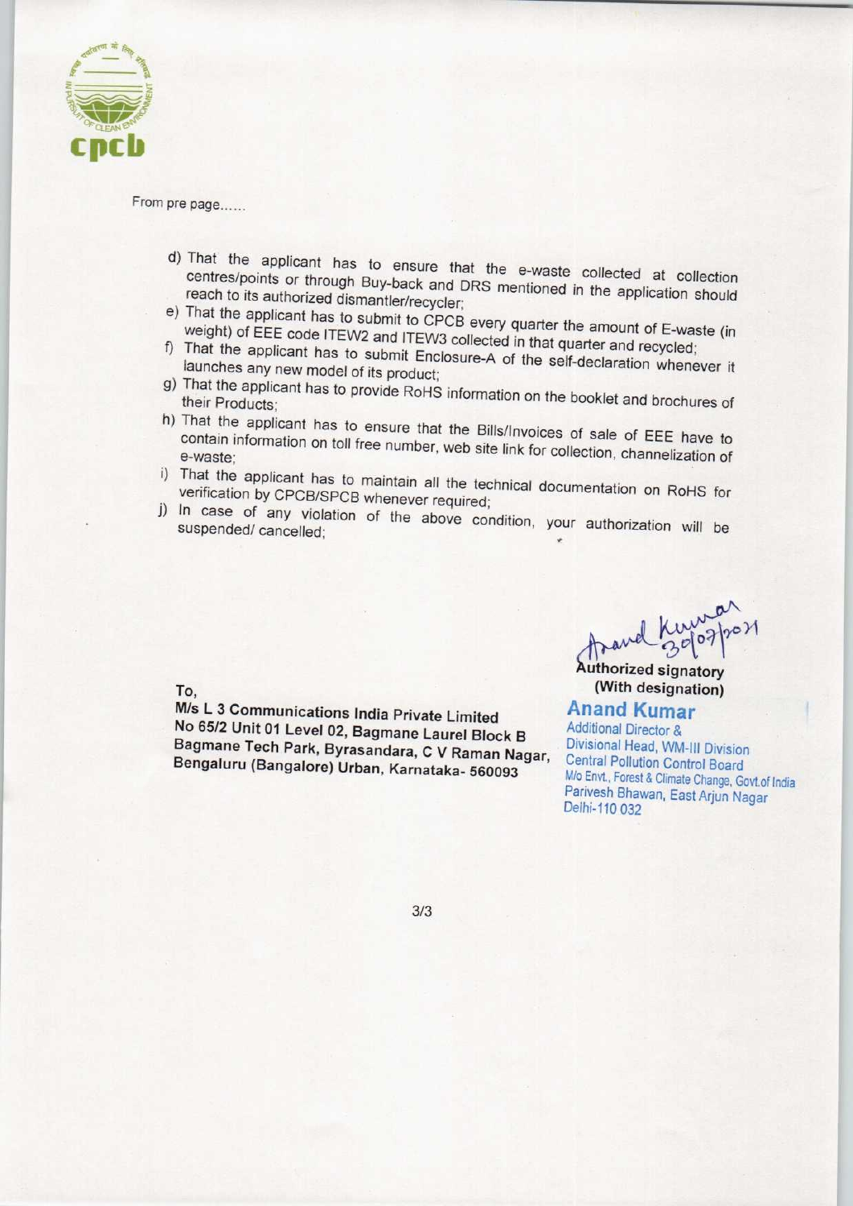From pre page......

d) That the applicant has to ensure that the e-waste collected at collection centres/points or through Buy-back and DRS mentioned in the application should reach to its authorized dismantler/recycler;
e) That the applicant has to submit to CPCB every quarter the amount of E-waste (in weight) of EEE code ITEW2 and ITEW3 collected in that quarter and recycled;
f) That the applicant has to submit Enclosure-A of the self-declaration whenever it launches any new model of its product;
g) That the applicant has to provide RoHS information on the booklet and brochures of their Products;
h) That the applicant has to ensure that the Bills/Invoices of sale of EEE have to contain information on toll free number, web site link for collection, channelization of e-waste;
i) That the applicant has to maintain all the technical documentation on RoHS for verification by CPCB/SPCB whenever required;
j) In case of any violation of the above condition, your authorization will be suspended/ cancelled;

Anand Kumar 30/07/2021

Authorized signatory
(With designation)

**Anand Kumar**
Additional Director &
Divisional Head, WM-III Division
Central Pollution Control Board
M/o Envt., Forest & Climate Change, Govt.of India
Parivesh Bhawan, East Arjun Nagar
Delhi-110 032

To,

**M/s L 3 Communications India Private Limited**
**No 65/2 Unit 01 Level 02, Bagmane Laurel Block B**
**Bagmane Tech Park, Byrasandara, C V Raman Nagar,**
**Bengaluru (Bangalore) Urban, Karnataka- 560093**